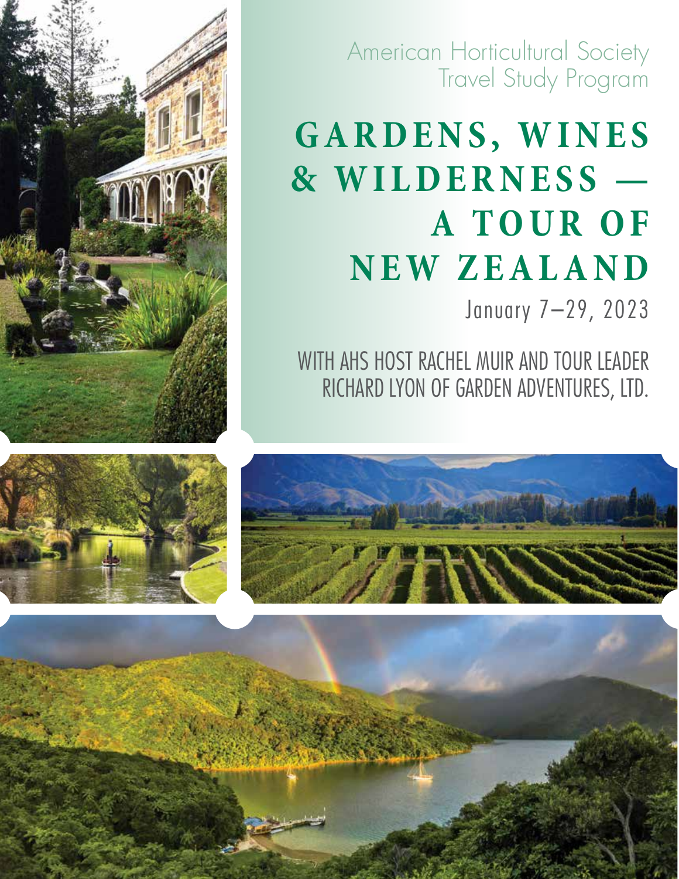American Horticultural Society
Travel Study Program

# GARDENS, WINES & WILDERNESS — A TOUR OF NEW ZEALAND

January 7–29, 2023

WITH AHS HOST RACHEL MUIR AND TOUR LEADER RICHARD LYON OF GARDEN ADVENTURES, LTD.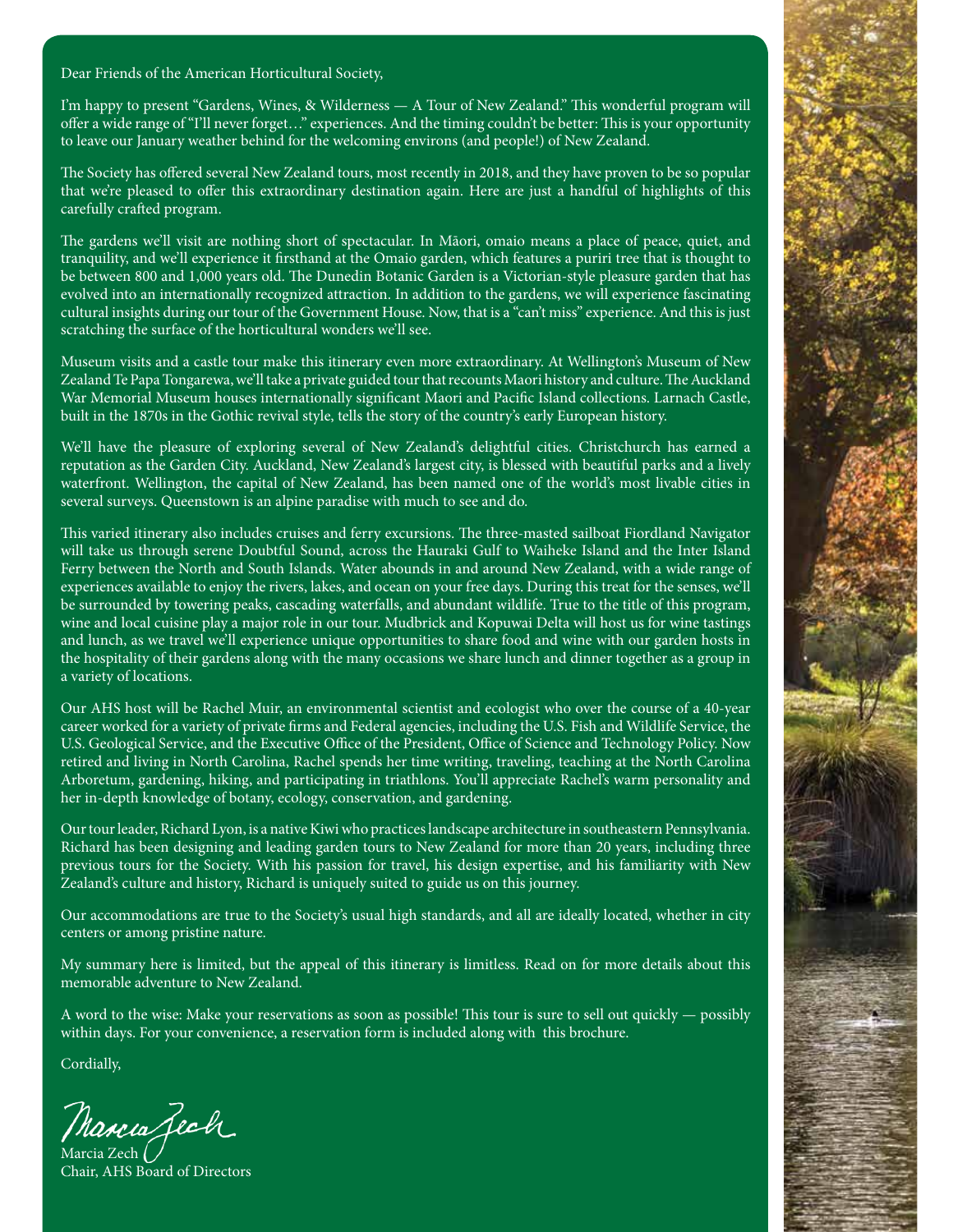Dear Friends of the American Horticultural Society,

I'm happy to present "Gardens, Wines, & Wilderness — A Tour of New Zealand." This wonderful program will offer a wide range of "I'll never forget…" experiences. And the timing couldn't be better: This is your opportunity to leave our January weather behind for the welcoming environs (and people!) of New Zealand.

The Society has offered several New Zealand tours, most recently in 2018, and they have proven to be so popular that we're pleased to offer this extraordinary destination again. Here are just a handful of highlights of this carefully crafted program.

The gardens we'll visit are nothing short of spectacular. In Māori, omaio means a place of peace, quiet, and tranquility, and we'll experience it firsthand at the Omaio garden, which features a puriri tree that is thought to be between 800 and 1,000 years old. The Dunedin Botanic Garden is a Victorian-style pleasure garden that has evolved into an internationally recognized attraction. In addition to the gardens, we will experience fascinating cultural insights during our tour of the Government House. Now, that is a "can't miss" experience. And this is just scratching the surface of the horticultural wonders we'll see.

Museum visits and a castle tour make this itinerary even more extraordinary. At Wellington's Museum of New Zealand Te Papa Tongarewa, we'll take a private guided tour that recounts Maori history and culture. The Auckland War Memorial Museum houses internationally significant Maori and Pacific Island collections. Larnach Castle, built in the 1870s in the Gothic revival style, tells the story of the country's early European history.

We'll have the pleasure of exploring several of New Zealand's delightful cities. Christchurch has earned a reputation as the Garden City. Auckland, New Zealand's largest city, is blessed with beautiful parks and a lively waterfront. Wellington, the capital of New Zealand, has been named one of the world's most livable cities in several surveys. Queenstown is an alpine paradise with much to see and do.

This varied itinerary also includes cruises and ferry excursions. The three-masted sailboat Fiordland Navigator will take us through serene Doubtful Sound, across the Hauraki Gulf to Waiheke Island and the Inter Island Ferry between the North and South Islands. Water abounds in and around New Zealand, with a wide range of experiences available to enjoy the rivers, lakes, and ocean on your free days. During this treat for the senses, we'll be surrounded by towering peaks, cascading waterfalls, and abundant wildlife. True to the title of this program, wine and local cuisine play a major role in our tour. Mudbrick and Kopuwai Delta will host us for wine tastings and lunch, as we travel we'll experience unique opportunities to share food and wine with our garden hosts in the hospitality of their gardens along with the many occasions we share lunch and dinner together as a group in a variety of locations.

Our AHS host will be Rachel Muir, an environmental scientist and ecologist who over the course of a 40-year career worked for a variety of private firms and Federal agencies, including the U.S. Fish and Wildlife Service, the U.S. Geological Service, and the Executive Office of the President, Office of Science and Technology Policy. Now retired and living in North Carolina, Rachel spends her time writing, traveling, teaching at the North Carolina Arboretum, gardening, hiking, and participating in triathlons. You'll appreciate Rachel's warm personality and her in-depth knowledge of botany, ecology, conservation, and gardening.

Our tour leader, Richard Lyon, is a native Kiwi who practices landscape architecture in southeastern Pennsylvania. Richard has been designing and leading garden tours to New Zealand for more than 20 years, including three previous tours for the Society. With his passion for travel, his design expertise, and his familiarity with New Zealand's culture and history, Richard is uniquely suited to guide us on this journey.

Our accommodations are true to the Society's usual high standards, and all are ideally located, whether in city centers or among pristine nature.

My summary here is limited, but the appeal of this itinerary is limitless. Read on for more details about this memorable adventure to New Zealand.

A word to the wise: Make your reservations as soon as possible! This tour is sure to sell out quickly — possibly within days. For your convenience, a reservation form is included along with this brochure.

Cordially,

Marcia Zech
Chair, AHS Board of Directors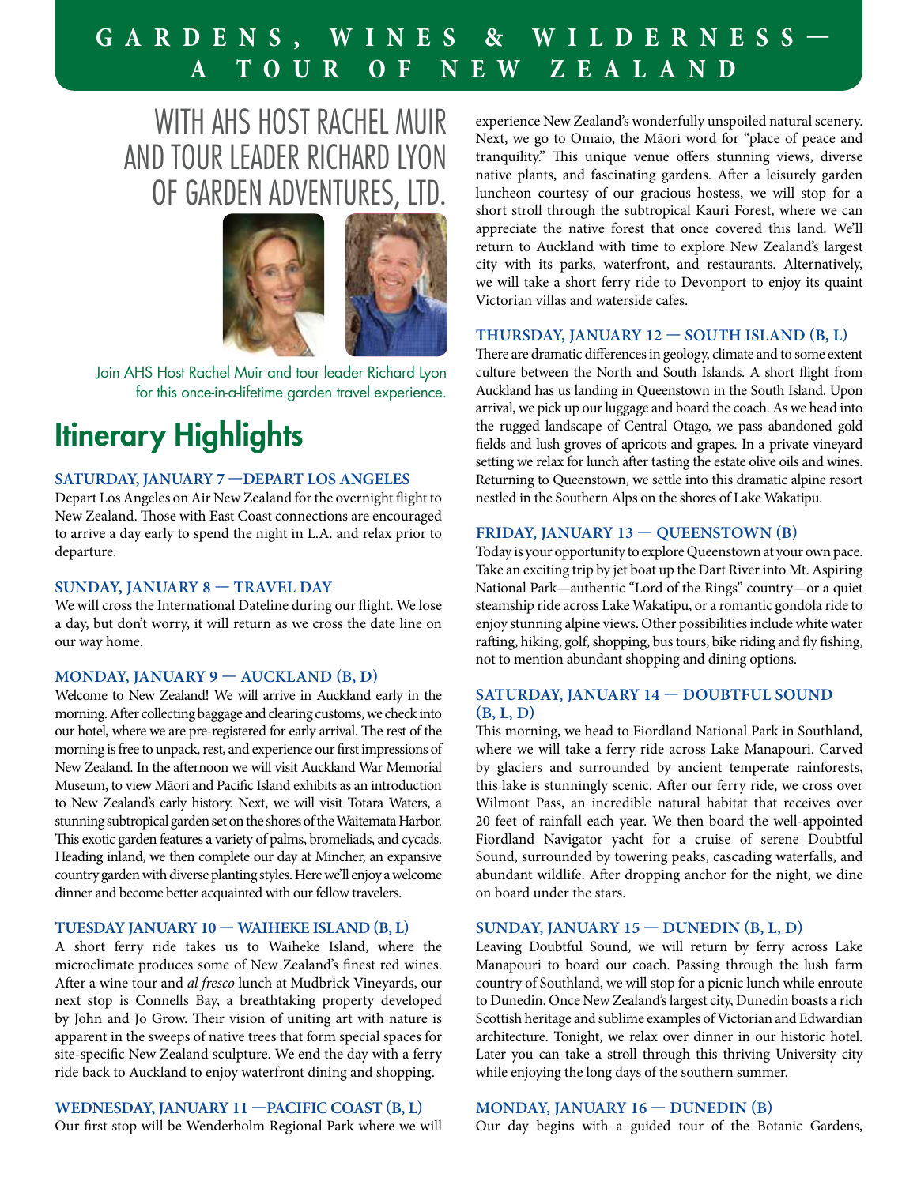# GARDENS, WINES & WILDERNESS— A TOUR OF NEW ZEALAND

## WITH AHS HOST RACHEL MUIR AND TOUR LEADER RICHARD LYON OF GARDEN ADVENTURES, LTD.

Join AHS Host Rachel Muir and tour leader Richard Lyon for this once-in-a-lifetime garden travel experience.

# Itinerary Highlights

### SATURDAY, JANUARY 7 —DEPART LOS ANGELES

Depart Los Angeles on Air New Zealand for the overnight flight to New Zealand. Those with East Coast connections are encouraged to arrive a day early to spend the night in L.A. and relax prior to departure.

### SUNDAY, JANUARY 8 — TRAVEL DAY

We will cross the International Dateline during our flight. We lose a day, but don't worry, it will return as we cross the date line on our way home.

### MONDAY, JANUARY 9 — AUCKLAND (B, D)

Welcome to New Zealand! We will arrive in Auckland early in the morning. After collecting baggage and clearing customs, we check into our hotel, where we are pre-registered for early arrival. The rest of the morning is free to unpack, rest, and experience our first impressions of New Zealand. In the afternoon we will visit Auckland War Memorial Museum, to view Māori and Pacific Island exhibits as an introduction to New Zealand's early history. Next, we will visit Totara Waters, a stunning subtropical garden set on the shores of the Waitemata Harbor. This exotic garden features a variety of palms, bromeliads, and cycads. Heading inland, we then complete our day at Mincher, an expansive country garden with diverse planting styles. Here we'll enjoy a welcome dinner and become better acquainted with our fellow travelers.

### TUESDAY JANUARY 10 — WAIHEKE ISLAND (B, L)

A short ferry ride takes us to Waiheke Island, where the microclimate produces some of New Zealand's finest red wines. After a wine tour and *al fresco* lunch at Mudbrick Vineyards, our next stop is Connells Bay, a breathtaking property developed by John and Jo Grow. Their vision of uniting art with nature is apparent in the sweeps of native trees that form special spaces for site-specific New Zealand sculpture. We end the day with a ferry ride back to Auckland to enjoy waterfront dining and shopping.

### WEDNESDAY, JANUARY 11 —PACIFIC COAST (B, L)

Our first stop will be Wenderholm Regional Park where we will experience New Zealand's wonderfully unspoiled natural scenery. Next, we go to Omaio, the Māori word for "place of peace and tranquility." This unique venue offers stunning views, diverse native plants, and fascinating gardens. After a leisurely garden luncheon courtesy of our gracious hostess, we will stop for a short stroll through the subtropical Kauri Forest, where we can appreciate the native forest that once covered this land. We'll return to Auckland with time to explore New Zealand's largest city with its parks, waterfront, and restaurants. Alternatively, we will take a short ferry ride to Devonport to enjoy its quaint Victorian villas and waterside cafes.

### THURSDAY, JANUARY 12 — SOUTH ISLAND (B, L)

There are dramatic differences in geology, climate and to some extent culture between the North and South Islands. A short flight from Auckland has us landing in Queenstown in the South Island. Upon arrival, we pick up our luggage and board the coach. As we head into the rugged landscape of Central Otago, we pass abandoned gold fields and lush groves of apricots and grapes. In a private vineyard setting we relax for lunch after tasting the estate olive oils and wines. Returning to Queenstown, we settle into this dramatic alpine resort nestled in the Southern Alps on the shores of Lake Wakatipu.

### FRIDAY, JANUARY 13 — QUEENSTOWN (B)

Today is your opportunity to explore Queenstown at your own pace. Take an exciting trip by jet boat up the Dart River into Mt. Aspiring National Park—authentic "Lord of the Rings" country—or a quiet steamship ride across Lake Wakatipu, or a romantic gondola ride to enjoy stunning alpine views. Other possibilities include white water rafting, hiking, golf, shopping, bus tours, bike riding and fly fishing, not to mention abundant shopping and dining options.

### SATURDAY, JANUARY 14 — DOUBTFUL SOUND (B, L, D)

This morning, we head to Fiordland National Park in Southland, where we will take a ferry ride across Lake Manapouri. Carved by glaciers and surrounded by ancient temperate rainforests, this lake is stunningly scenic. After our ferry ride, we cross over Wilmont Pass, an incredible natural habitat that receives over 20 feet of rainfall each year. We then board the well-appointed Fiordland Navigator yacht for a cruise of serene Doubtful Sound, surrounded by towering peaks, cascading waterfalls, and abundant wildlife. After dropping anchor for the night, we dine on board under the stars.

### SUNDAY, JANUARY 15 — DUNEDIN (B, L, D)

Leaving Doubtful Sound, we will return by ferry across Lake Manapouri to board our coach. Passing through the lush farm country of Southland, we will stop for a picnic lunch while enroute to Dunedin. Once New Zealand's largest city, Dunedin boasts a rich Scottish heritage and sublime examples of Victorian and Edwardian architecture. Tonight, we relax over dinner in our historic hotel. Later you can take a stroll through this thriving University city while enjoying the long days of the southern summer.

### MONDAY, JANUARY 16 — DUNEDIN (B)

Our day begins with a guided tour of the Botanic Gardens,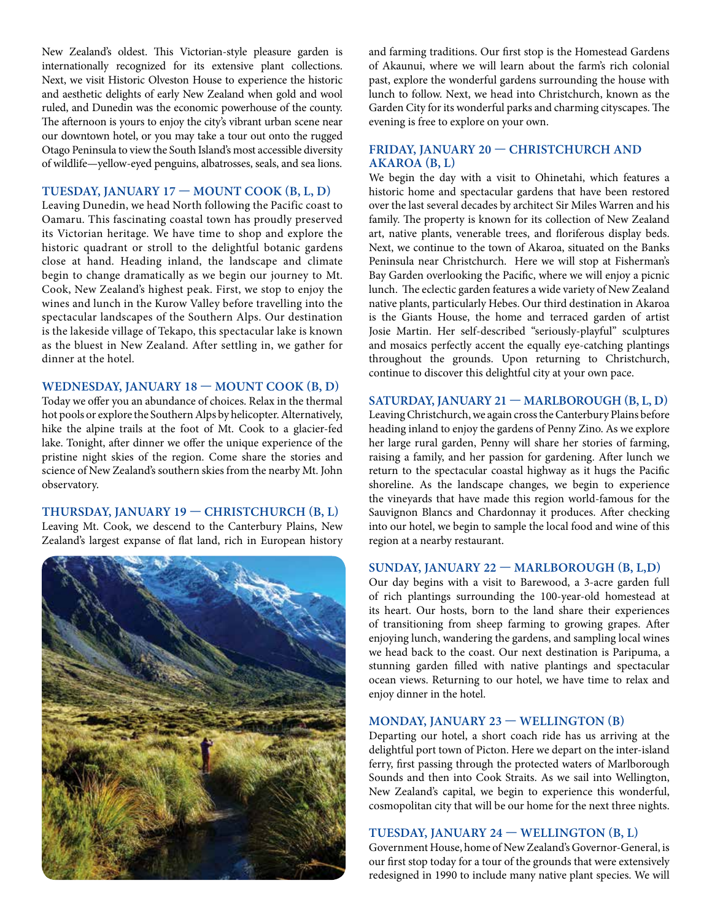New Zealand's oldest. This Victorian-style pleasure garden is internationally recognized for its extensive plant collections. Next, we visit Historic Olveston House to experience the historic and aesthetic delights of early New Zealand when gold and wool ruled, and Dunedin was the economic powerhouse of the county. The afternoon is yours to enjoy the city's vibrant urban scene near our downtown hotel, or you may take a tour out onto the rugged Otago Peninsula to view the South Island's most accessible diversity of wildlife—yellow-eyed penguins, albatrosses, seals, and sea lions.

### TUESDAY, JANUARY 17 — MOUNT COOK (B, L, D)

Leaving Dunedin, we head North following the Pacific coast to Oamaru. This fascinating coastal town has proudly preserved its Victorian heritage. We have time to shop and explore the historic quadrant or stroll to the delightful botanic gardens close at hand. Heading inland, the landscape and climate begin to change dramatically as we begin our journey to Mt. Cook, New Zealand's highest peak. First, we stop to enjoy the wines and lunch in the Kurow Valley before travelling into the spectacular landscapes of the Southern Alps. Our destination is the lakeside village of Tekapo, this spectacular lake is known as the bluest in New Zealand. After settling in, we gather for dinner at the hotel.

### WEDNESDAY, JANUARY 18 — MOUNT COOK (B, D)

Today we offer you an abundance of choices. Relax in the thermal hot pools or explore the Southern Alps by helicopter. Alternatively, hike the alpine trails at the foot of Mt. Cook to a glacier-fed lake. Tonight, after dinner we offer the unique experience of the pristine night skies of the region. Come share the stories and science of New Zealand's southern skies from the nearby Mt. John observatory.

### THURSDAY, JANUARY 19 — CHRISTCHURCH (B, L)

Leaving Mt. Cook, we descend to the Canterbury Plains, New Zealand's largest expanse of flat land, rich in European history and farming traditions. Our first stop is the Homestead Gardens of Akaunui, where we will learn about the farm's rich colonial past, explore the wonderful gardens surrounding the house with lunch to follow. Next, we head into Christchurch, known as the Garden City for its wonderful parks and charming cityscapes. The evening is free to explore on your own.

### FRIDAY, JANUARY 20 — CHRISTCHURCH AND AKAROA (B, L)

We begin the day with a visit to Ohinetahi, which features a historic home and spectacular gardens that have been restored over the last several decades by architect Sir Miles Warren and his family. The property is known for its collection of New Zealand art, native plants, venerable trees, and floriferous display beds. Next, we continue to the town of Akaroa, situated on the Banks Peninsula near Christchurch. Here we will stop at Fisherman's Bay Garden overlooking the Pacific, where we will enjoy a picnic lunch. The eclectic garden features a wide variety of New Zealand native plants, particularly Hebes. Our third destination in Akaroa is the Giants House, the home and terraced garden of artist Josie Martin. Her self-described "seriously-playful" sculptures and mosaics perfectly accent the equally eye-catching plantings throughout the grounds. Upon returning to Christchurch, continue to discover this delightful city at your own pace.

### SATURDAY, JANUARY 21 — MARLBOROUGH (B, L, D)

Leaving Christchurch, we again cross the Canterbury Plains before heading inland to enjoy the gardens of Penny Zino. As we explore her large rural garden, Penny will share her stories of farming, raising a family, and her passion for gardening. After lunch we return to the spectacular coastal highway as it hugs the Pacific shoreline. As the landscape changes, we begin to experience the vineyards that have made this region world-famous for the Sauvignon Blancs and Chardonnay it produces. After checking into our hotel, we begin to sample the local food and wine of this region at a nearby restaurant.

### SUNDAY, JANUARY 22 — MARLBOROUGH (B, L,D)

Our day begins with a visit to Barewood, a 3-acre garden full of rich plantings surrounding the 100-year-old homestead at its heart. Our hosts, born to the land share their experiences of transitioning from sheep farming to growing grapes. After enjoying lunch, wandering the gardens, and sampling local wines we head back to the coast. Our next destination is Paripuma, a stunning garden filled with native plantings and spectacular ocean views. Returning to our hotel, we have time to relax and enjoy dinner in the hotel.

### MONDAY, JANUARY 23 — WELLINGTON (B)

Departing our hotel, a short coach ride has us arriving at the delightful port town of Picton. Here we depart on the inter-island ferry, first passing through the protected waters of Marlborough Sounds and then into Cook Straits. As we sail into Wellington, New Zealand's capital, we begin to experience this wonderful, cosmopolitan city that will be our home for the next three nights.

### TUESDAY, JANUARY 24 — WELLINGTON (B, L)

Government House, home of New Zealand's Governor-General, is our first stop today for a tour of the grounds that were extensively redesigned in 1990 to include many native plant species. We will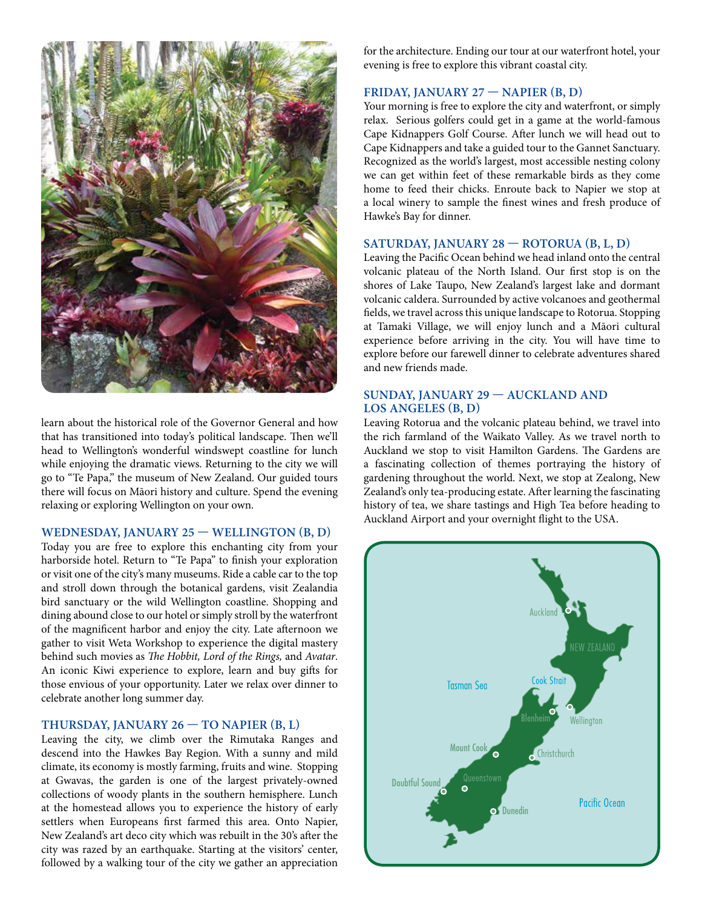learn about the historical role of the Governor General and how that has transitioned into today's political landscape. Then we'll head to Wellington's wonderful windswept coastline for lunch while enjoying the dramatic views. Returning to the city we will go to "Te Papa," the museum of New Zealand. Our guided tours there will focus on Māori history and culture. Spend the evening relaxing or exploring Wellington on your own.

### WEDNESDAY, JANUARY 25 — WELLINGTON (B, D)

Today you are free to explore this enchanting city from your harborside hotel. Return to "Te Papa" to finish your exploration or visit one of the city's many museums. Ride a cable car to the top and stroll down through the botanical gardens, visit Zealandia bird sanctuary or the wild Wellington coastline. Shopping and dining abound close to our hotel or simply stroll by the waterfront of the magnificent harbor and enjoy the city. Late afternoon we gather to visit Weta Workshop to experience the digital mastery behind such movies as *The Hobbit, Lord of the Rings,* and *Avatar*. An iconic Kiwi experience to explore, learn and buy gifts for those envious of your opportunity. Later we relax over dinner to celebrate another long summer day.

### THURSDAY, JANUARY 26 — TO NAPIER (B, L)

Leaving the city, we climb over the Rimutaka Ranges and descend into the Hawkes Bay Region. With a sunny and mild climate, its economy is mostly farming, fruits and wine. Stopping at Gwavas, the garden is one of the largest privately-owned collections of woody plants in the southern hemisphere. Lunch at the homestead allows you to experience the history of early settlers when Europeans first farmed this area. Onto Napier, New Zealand's art deco city which was rebuilt in the 30's after the city was razed by an earthquake. Starting at the visitors' center, followed by a walking tour of the city we gather an appreciation for the architecture. Ending our tour at our waterfront hotel, your evening is free to explore this vibrant coastal city.

### FRIDAY, JANUARY 27 — NAPIER (B, D)

Your morning is free to explore the city and waterfront, or simply relax. Serious golfers could get in a game at the world-famous Cape Kidnappers Golf Course. After lunch we will head out to Cape Kidnappers and take a guided tour to the Gannet Sanctuary. Recognized as the world's largest, most accessible nesting colony we can get within feet of these remarkable birds as they come home to feed their chicks. Enroute back to Napier we stop at a local winery to sample the finest wines and fresh produce of Hawke's Bay for dinner.

### SATURDAY, JANUARY 28 — ROTORUA (B, L, D)

Leaving the Pacific Ocean behind we head inland onto the central volcanic plateau of the North Island. Our first stop is on the shores of Lake Taupo, New Zealand's largest lake and dormant volcanic caldera. Surrounded by active volcanoes and geothermal fields, we travel across this unique landscape to Rotorua. Stopping at Tamaki Village, we will enjoy lunch and a Māori cultural experience before arriving in the city. You will have time to explore before our farewell dinner to celebrate adventures shared and new friends made.

### SUNDAY, JANUARY 29 — AUCKLAND AND LOS ANGELES (B, D)

Leaving Rotorua and the volcanic plateau behind, we travel into the rich farmland of the Waikato Valley. As we travel north to Auckland we stop to visit Hamilton Gardens. The Gardens are a fascinating collection of themes portraying the history of gardening throughout the world. Next, we stop at Zealong, New Zealand's only tea-producing estate. After learning the fascinating history of tea, we share tastings and High Tea before heading to Auckland Airport and your overnight flight to the USA.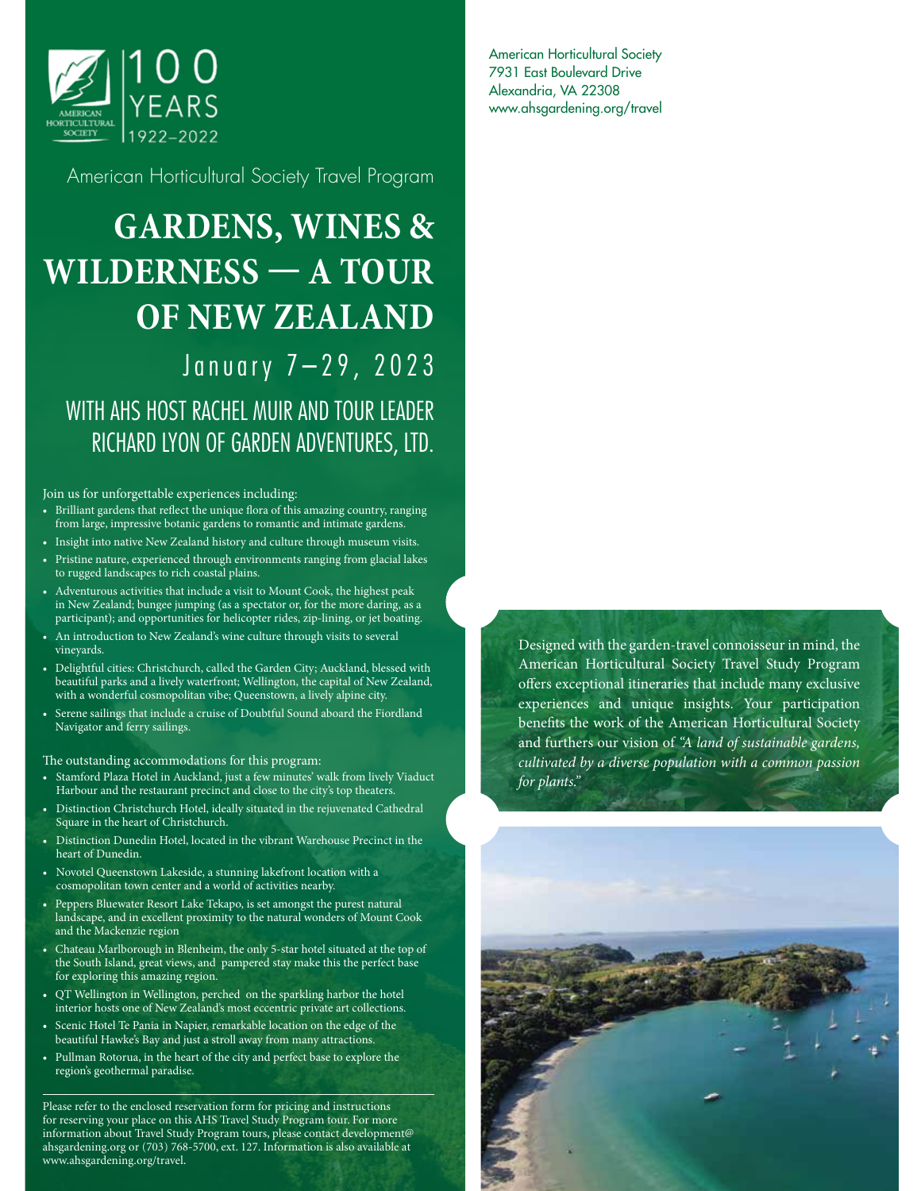AMERICAN HORTICULTURAL SOCIETY

100 YEARS 1922–2022

American Horticultural Society Travel Program

# GARDENS, WINES & WILDERNESS — A TOUR OF NEW ZEALAND

## January 7–29, 2023

### WITH AHS HOST RACHEL MUIR AND TOUR LEADER RICHARD LYON OF GARDEN ADVENTURES, LTD.

Join us for unforgettable experiences including:

- Brilliant gardens that reflect the unique flora of this amazing country, ranging from large, impressive botanic gardens to romantic and intimate gardens.
- Insight into native New Zealand history and culture through museum visits.
- Pristine nature, experienced through environments ranging from glacial lakes to rugged landscapes to rich coastal plains.
- Adventurous activities that include a visit to Mount Cook, the highest peak in New Zealand; bungee jumping (as a spectator or, for the more daring, as a participant); and opportunities for helicopter rides, zip-lining, or jet boating.
- An introduction to New Zealand's wine culture through visits to several vineyards.
- Delightful cities: Christchurch, called the Garden City; Auckland, blessed with beautiful parks and a lively waterfront; Wellington, the capital of New Zealand, with a wonderful cosmopolitan vibe; Queenstown, a lively alpine city.
- Serene sailings that include a cruise of Doubtful Sound aboard the Fiordland Navigator and ferry sailings.

The outstanding accommodations for this program:

- Stamford Plaza Hotel in Auckland, just a few minutes' walk from lively Viaduct Harbour and the restaurant precinct and close to the city's top theaters.
- Distinction Christchurch Hotel, ideally situated in the rejuvenated Cathedral Square in the heart of Christchurch.
- Distinction Dunedin Hotel, located in the vibrant Warehouse Precinct in the heart of Dunedin.
- Novotel Queenstown Lakeside, a stunning lakefront location with a cosmopolitan town center and a world of activities nearby.
- Peppers Bluewater Resort Lake Tekapo, is set amongst the purest natural landscape, and in excellent proximity to the natural wonders of Mount Cook and the Mackenzie region
- Chateau Marlborough in Blenheim, the only 5-star hotel situated at the top of the South Island, great views, and pampered stay make this the perfect base for exploring this amazing region.
- QT Wellington in Wellington, perched on the sparkling harbor the hotel interior hosts one of New Zealand's most eccentric private art collections.
- Scenic Hotel Te Pania in Napier, remarkable location on the edge of the beautiful Hawke's Bay and just a stroll away from many attractions.
- Pullman Rotorua, in the heart of the city and perfect base to explore the region's geothermal paradise.

Please refer to the enclosed reservation form for pricing and instructions for reserving your place on this AHS Travel Study Program tour. For more information about Travel Study Program tours, please contact development@ahsgardening.org or (703) 768-5700, ext. 127. Information is also available at www.ahsgardening.org/travel.

American Horticultural Society
7931 East Boulevard Drive
Alexandria, VA 22308
www.ahsgardening.org/travel

Designed with the garden-travel connoisseur in mind, the American Horticultural Society Travel Study Program offers exceptional itineraries that include many exclusive experiences and unique insights. Your participation benefits the work of the American Horticultural Society and furthers our vision of *"A land of sustainable gardens, cultivated by a diverse population with a common passion for plants."*